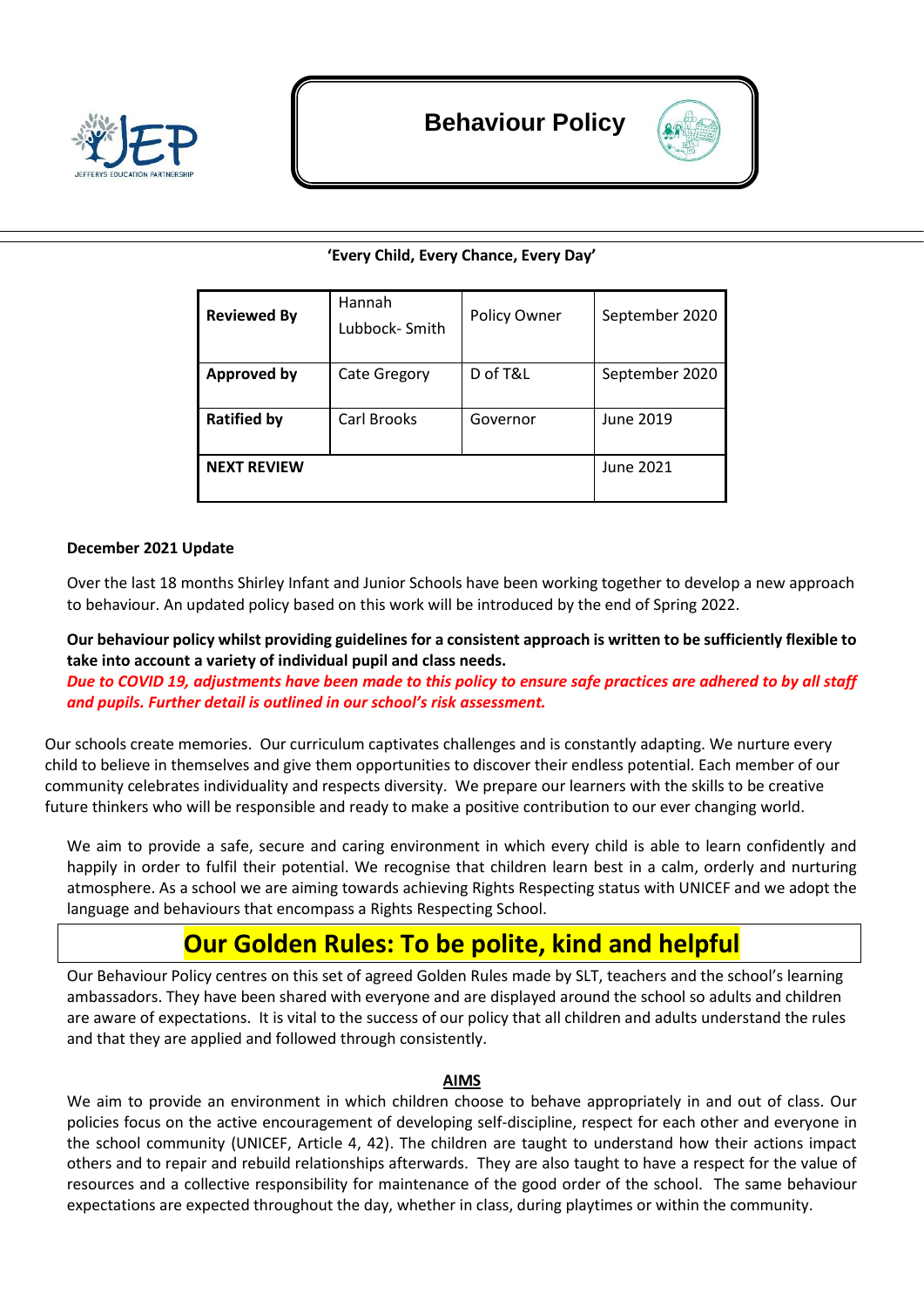# Behaviour Policy

**'Every Child, Every Chance, Every Day'**

| **Reviewed By** | Hannah Lubbock- Smith | Policy Owner | September 2020 |
|---|---|---|---|
| **Approved by** | Cate Gregory | D of T&L | September 2020 |
| **Ratified by** | Carl Brooks | Governor | June 2019 |
| **NEXT REVIEW** | | | June 2021 |

**December 2021 Update**

Over the last 18 months Shirley Infant and Junior Schools have been working together to develop a new approach to behaviour. An updated policy based on this work will be introduced by the end of Spring 2022.

**Our behaviour policy whilst providing guidelines for a consistent approach is written to be sufficiently flexible to take into account a variety of individual pupil and class needs.**
***Due to COVID 19, adjustments have been made to this policy to ensure safe practices are adhered to by all staff and pupils. Further detail is outlined in our school's risk assessment.***

Our schools create memories. Our curriculum captivates challenges and is constantly adapting. We nurture every child to believe in themselves and give them opportunities to discover their endless potential. Each member of our community celebrates individuality and respects diversity. We prepare our learners with the skills to be creative future thinkers who will be responsible and ready to make a positive contribution to our ever changing world.

We aim to provide a safe, secure and caring environment in which every child is able to learn confidently and happily in order to fulfil their potential. We recognise that children learn best in a calm, orderly and nurturing atmosphere. As a school we are aiming towards achieving Rights Respecting status with UNICEF and we adopt the language and behaviours that encompass a Rights Respecting School.

## Our Golden Rules: To be polite, kind and helpful

Our Behaviour Policy centres on this set of agreed Golden Rules made by SLT, teachers and the school's learning ambassadors. They have been shared with everyone and are displayed around the school so adults and children are aware of expectations. It is vital to the success of our policy that all children and adults understand the rules and that they are applied and followed through consistently.

### AIMS

We aim to provide an environment in which children choose to behave appropriately in and out of class. Our policies focus on the active encouragement of developing self-discipline, respect for each other and everyone in the school community (UNICEF, Article 4, 42). The children are taught to understand how their actions impact others and to repair and rebuild relationships afterwards. They are also taught to have a respect for the value of resources and a collective responsibility for maintenance of the good order of the school. The same behaviour expectations are expected throughout the day, whether in class, during playtimes or within the community.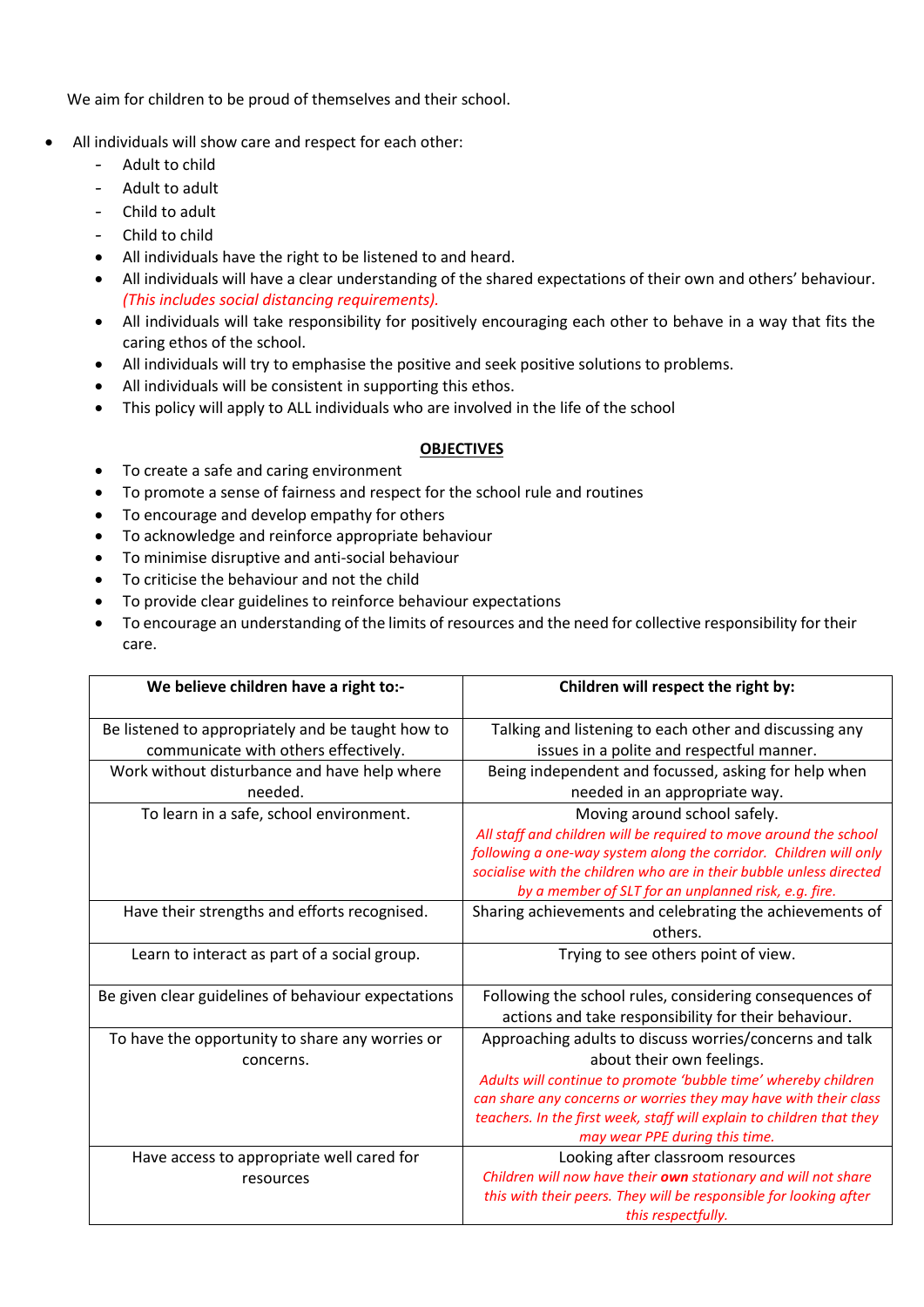We aim for children to be proud of themselves and their school.

- All individuals will show care and respect for each other:
  - Adult to child
  - Adult to adult
  - Child to adult
  - Child to child
  - All individuals have the right to be listened to and heard.
  - All individuals will have a clear understanding of the shared expectations of their own and others' behaviour. *(This includes social distancing requirements).*
  - All individuals will take responsibility for positively encouraging each other to behave in a way that fits the caring ethos of the school.
  - All individuals will try to emphasise the positive and seek positive solutions to problems.
  - All individuals will be consistent in supporting this ethos.
  - This policy will apply to ALL individuals who are involved in the life of the school

## OBJECTIVES

- To create a safe and caring environment
- To promote a sense of fairness and respect for the school rule and routines
- To encourage and develop empathy for others
- To acknowledge and reinforce appropriate behaviour
- To minimise disruptive and anti-social behaviour
- To criticise the behaviour and not the child
- To provide clear guidelines to reinforce behaviour expectations
- To encourage an understanding of the limits of resources and the need for collective responsibility for their care.

| We believe children have a right to:- | Children will respect the right by: |
|---|---|
| Be listened to appropriately and be taught how to communicate with others effectively. | Talking and listening to each other and discussing any issues in a polite and respectful manner. |
| Work without disturbance and have help where needed. | Being independent and focussed, asking for help when needed in an appropriate way. |
| To learn in a safe, school environment. | Moving around school safely. *All staff and children will be required to move around the school following a one-way system along the corridor. Children will only socialise with the children who are in their bubble unless directed by a member of SLT for an unplanned risk, e.g. fire.* |
| Have their strengths and efforts recognised. | Sharing achievements and celebrating the achievements of others. |
| Learn to interact as part of a social group. | Trying to see others point of view. |
| Be given clear guidelines of behaviour expectations | Following the school rules, considering consequences of actions and take responsibility for their behaviour. |
| To have the opportunity to share any worries or concerns. | Approaching adults to discuss worries/concerns and talk about their own feelings. *Adults will continue to promote 'bubble time' whereby children can share any concerns or worries they may have with their class teachers. In the first week, staff will explain to children that they may wear PPE during this time.* |
| Have access to appropriate well cared for resources | Looking after classroom resources *Children will now have their **own** stationary and will not share this with their peers. They will be responsible for looking after this respectfully.* |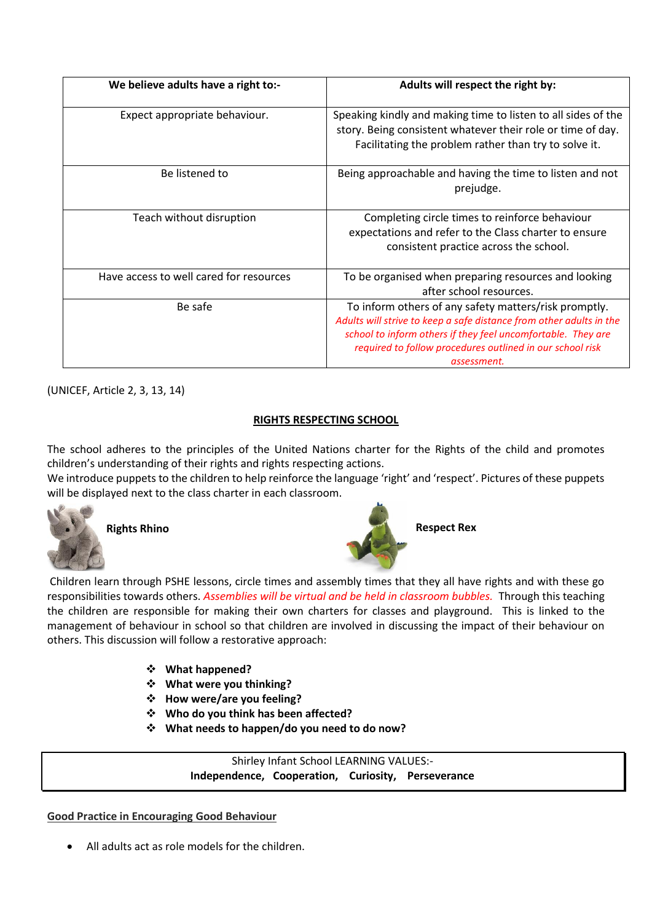| We believe adults have a right to:- | Adults will respect the right by: |
|---|---|
| Expect appropriate behaviour. | Speaking kindly and making time to listen to all sides of the story. Being consistent whatever their role or time of day. Facilitating the problem rather than try to solve it. |
| Be listened to | Being approachable and having the time to listen and not prejudge. |
| Teach without disruption | Completing circle times to reinforce behaviour expectations and refer to the Class charter to ensure consistent practice across the school. |
| Have access to well cared for resources | To be organised when preparing resources and looking after school resources. |
| Be safe | To inform others of any safety matters/risk promptly. *Adults will strive to keep a safe distance from other adults in the school to inform others if they feel uncomfortable. They are required to follow procedures outlined in our school risk assessment.* |

(UNICEF, Article 2, 3, 13, 14)

## RIGHTS RESPECTING SCHOOL

The school adheres to the principles of the United Nations charter for the Rights of the child and promotes children's understanding of their rights and rights respecting actions.
We introduce puppets to the children to help reinforce the language 'right' and 'respect'. Pictures of these puppets will be displayed next to the class charter in each classroom.

**Rights Rhino** **Respect Rex**

Children learn through PSHE lessons, circle times and assembly times that they all have rights and with these go responsibilities towards others. *Assemblies will be virtual and be held in classroom bubbles.* Through this teaching the children are responsible for making their own charters for classes and playground. This is linked to the management of behaviour in school so that children are involved in discussing the impact of their behaviour on others. This discussion will follow a restorative approach:

- **What happened?**
- **What were you thinking?**
- **How were/are you feeling?**
- **Who do you think has been affected?**
- **What needs to happen/do you need to do now?**

Shirley Infant School LEARNING VALUES:-
**Independence, Cooperation, Curiosity, Perseverance**

## Good Practice in Encouraging Good Behaviour

- All adults act as role models for the children.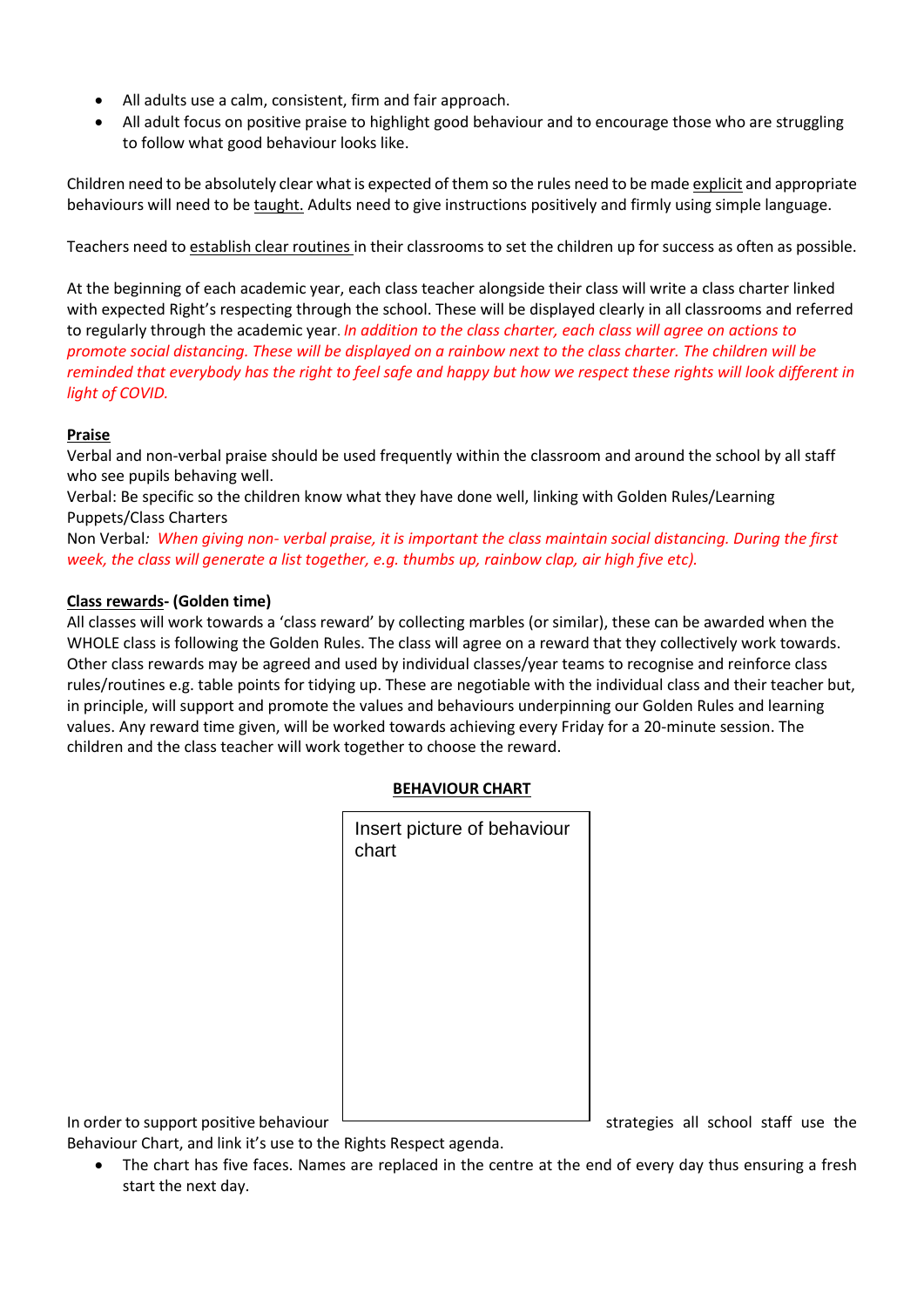- All adults use a calm, consistent, firm and fair approach.
- All adult focus on positive praise to highlight good behaviour and to encourage those who are struggling to follow what good behaviour looks like.

Children need to be absolutely clear what is expected of them so the rules need to be made <u>explicit</u> and appropriate behaviours will need to be <u>taught.</u> Adults need to give instructions positively and firmly using simple language.

Teachers need to <u>establish clear routines</u> in their classrooms to set the children up for success as often as possible.

At the beginning of each academic year, each class teacher alongside their class will write a class charter linked with expected Right's respecting through the school. These will be displayed clearly in all classrooms and referred to regularly through the academic year. *In addition to the class charter, each class will agree on actions to promote social distancing. These will be displayed on a rainbow next to the class charter. The children will be reminded that everybody has the right to feel safe and happy but how we respect these rights will look different in light of COVID.*

**<u>Praise</u>**

Verbal and non-verbal praise should be used frequently within the classroom and around the school by all staff who see pupils behaving well.

Verbal: Be specific so the children know what they have done well, linking with Golden Rules/Learning Puppets/Class Charters

Non Verbal*: When giving non- verbal praise, it is important the class maintain social distancing. During the first week, the class will generate a list together, e.g. thumbs up, rainbow clap, air high five etc).*

**<u>Class rewards</u>- (Golden time)**

All classes will work towards a 'class reward' by collecting marbles (or similar), these can be awarded when the WHOLE class is following the Golden Rules. The class will agree on a reward that they collectively work towards. Other class rewards may be agreed and used by individual classes/year teams to recognise and reinforce class rules/routines e.g. table points for tidying up. These are negotiable with the individual class and their teacher but, in principle, will support and promote the values and behaviours underpinning our Golden Rules and learning values. Any reward time given, will be worked towards achieving every Friday for a 20-minute session. The children and the class teacher will work together to choose the reward.

**<u>BEHAVIOUR CHART</u>**

Insert picture of behaviour chart

In order to support positive behaviour strategies all school staff use the Behaviour Chart, and link it's use to the Rights Respect agenda.

- The chart has five faces. Names are replaced in the centre at the end of every day thus ensuring a fresh start the next day.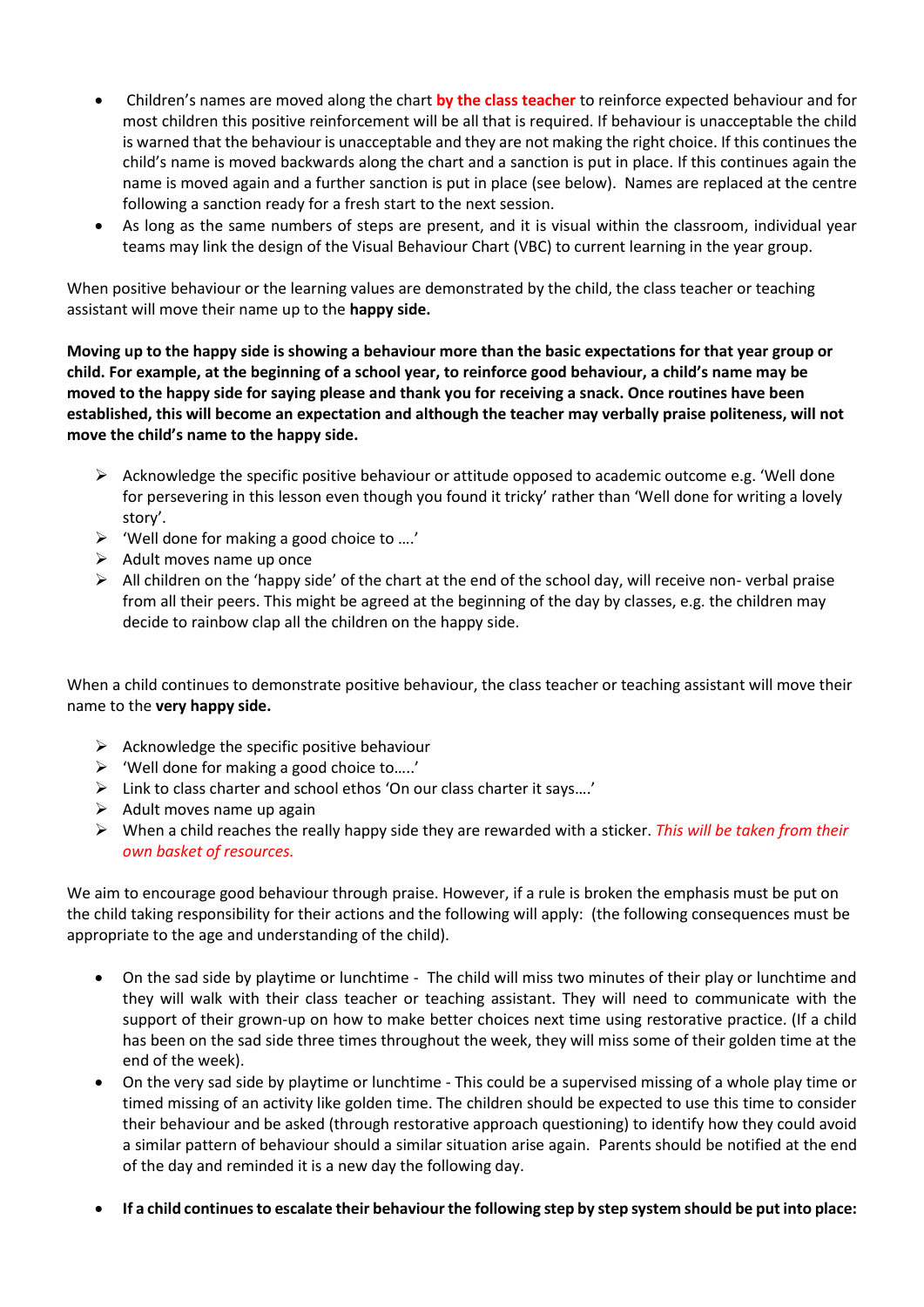- Children's names are moved along the chart **by the class teacher** to reinforce expected behaviour and for most children this positive reinforcement will be all that is required. If behaviour is unacceptable the child is warned that the behaviour is unacceptable and they are not making the right choice. If this continues the child's name is moved backwards along the chart and a sanction is put in place. If this continues again the name is moved again and a further sanction is put in place (see below). Names are replaced at the centre following a sanction ready for a fresh start to the next session.
- As long as the same numbers of steps are present, and it is visual within the classroom, individual year teams may link the design of the Visual Behaviour Chart (VBC) to current learning in the year group.

When positive behaviour or the learning values are demonstrated by the child, the class teacher or teaching assistant will move their name up to the **happy side.**

**Moving up to the happy side is showing a behaviour more than the basic expectations for that year group or child. For example, at the beginning of a school year, to reinforce good behaviour, a child's name may be moved to the happy side for saying please and thank you for receiving a snack. Once routines have been established, this will become an expectation and although the teacher may verbally praise politeness, will not move the child's name to the happy side.**

- Acknowledge the specific positive behaviour or attitude opposed to academic outcome e.g. 'Well done for persevering in this lesson even though you found it tricky' rather than 'Well done for writing a lovely story'.
- 'Well done for making a good choice to ….'
- Adult moves name up once
- All children on the 'happy side' of the chart at the end of the school day, will receive non- verbal praise from all their peers. This might be agreed at the beginning of the day by classes, e.g. the children may decide to rainbow clap all the children on the happy side.

When a child continues to demonstrate positive behaviour, the class teacher or teaching assistant will move their name to the **very happy side.**

- Acknowledge the specific positive behaviour
- 'Well done for making a good choice to…..'
- Link to class charter and school ethos 'On our class charter it says….'
- Adult moves name up again
- When a child reaches the really happy side they are rewarded with a sticker. *This will be taken from their own basket of resources.*

We aim to encourage good behaviour through praise. However, if a rule is broken the emphasis must be put on the child taking responsibility for their actions and the following will apply: (the following consequences must be appropriate to the age and understanding of the child).

- On the sad side by playtime or lunchtime - The child will miss two minutes of their play or lunchtime and they will walk with their class teacher or teaching assistant. They will need to communicate with the support of their grown-up on how to make better choices next time using restorative practice. (If a child has been on the sad side three times throughout the week, they will miss some of their golden time at the end of the week).
- On the very sad side by playtime or lunchtime - This could be a supervised missing of a whole play time or timed missing of an activity like golden time. The children should be expected to use this time to consider their behaviour and be asked (through restorative approach questioning) to identify how they could avoid a similar pattern of behaviour should a similar situation arise again. Parents should be notified at the end of the day and reminded it is a new day the following day.
- **If a child continues to escalate their behaviour the following step by step system should be put into place:**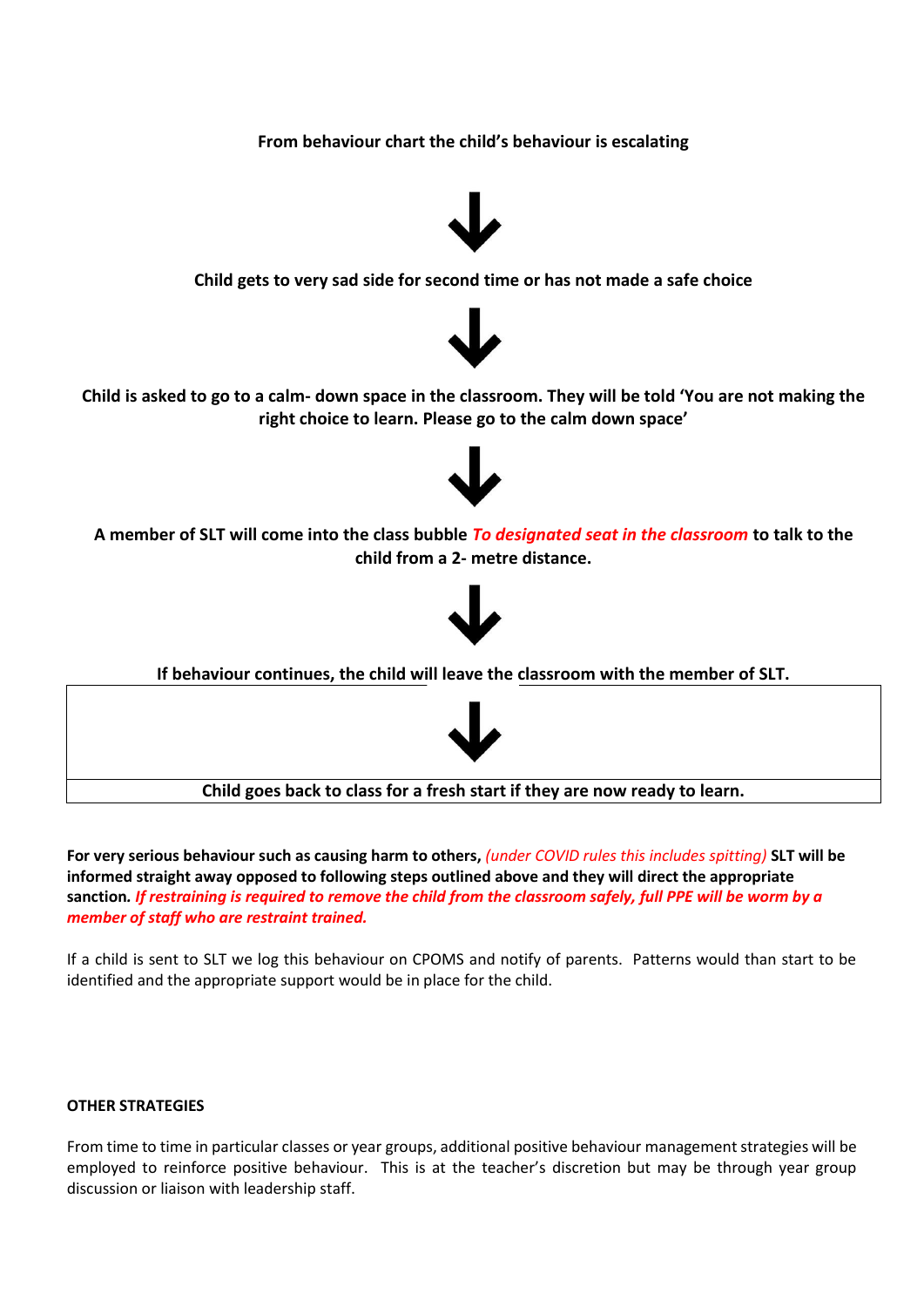**From behaviour chart the child's behaviour is escalating**

↓

**Child gets to very sad side for second time or has not made a safe choice**

↓

**Child is asked to go to a calm- down space in the classroom. They will be told 'You are not making the right choice to learn. Please go to the calm down space'**

↓

**A member of SLT will come into the class bubble *To designated seat in the classroom* to talk to the child from a 2- metre distance.**

↓

**If behaviour continues, the child will leave the classroom with the member of SLT.**

↓

**Child goes back to class for a fresh start if they are now ready to learn.**

**For very serious behaviour such as causing harm to others,** *(under COVID rules this includes spitting)* **SLT will be informed straight away opposed to following steps outlined above and they will direct the appropriate sanction*.*** ***If restraining is required to remove the child from the classroom safely, full PPE will be worm by a member of staff who are restraint trained.***

If a child is sent to SLT we log this behaviour on CPOMS and notify of parents. Patterns would than start to be identified and the appropriate support would be in place for the child.

**OTHER STRATEGIES**

From time to time in particular classes or year groups, additional positive behaviour management strategies will be employed to reinforce positive behaviour. This is at the teacher's discretion but may be through year group discussion or liaison with leadership staff.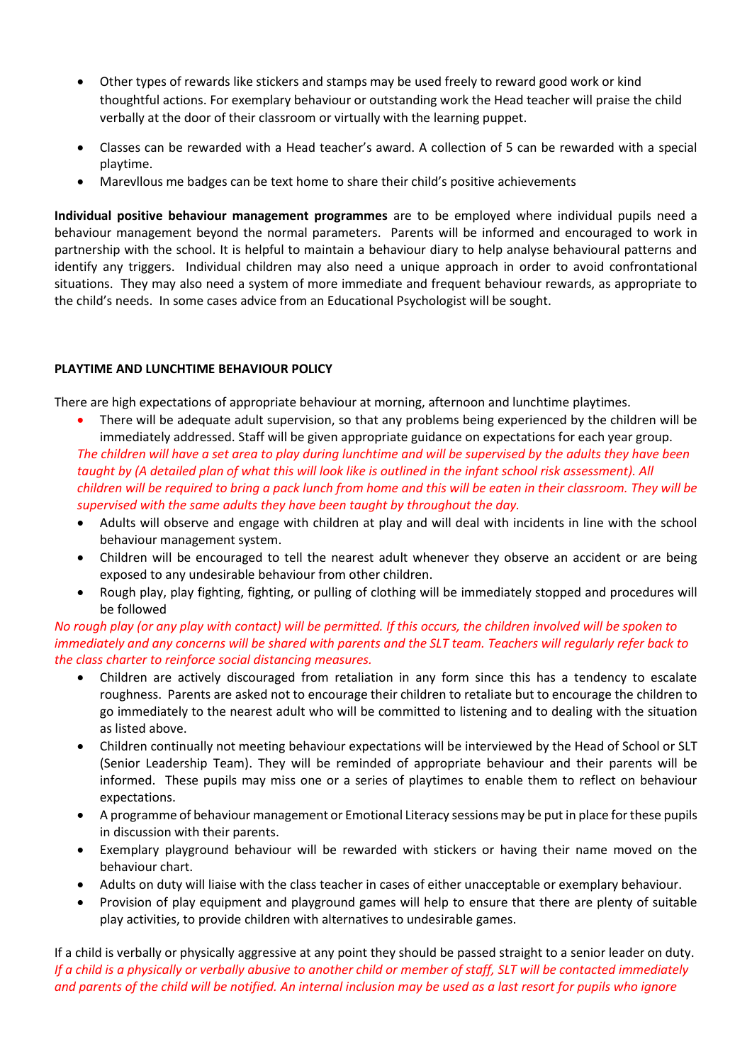- Other types of rewards like stickers and stamps may be used freely to reward good work or kind thoughtful actions. For exemplary behaviour or outstanding work the Head teacher will praise the child verbally at the door of their classroom or virtually with the learning puppet.

- Classes can be rewarded with a Head teacher's award. A collection of 5 can be rewarded with a special playtime.
- Marevllous me badges can be text home to share their child's positive achievements

**Individual positive behaviour management programmes** are to be employed where individual pupils need a behaviour management beyond the normal parameters. Parents will be informed and encouraged to work in partnership with the school. It is helpful to maintain a behaviour diary to help analyse behavioural patterns and identify any triggers. Individual children may also need a unique approach in order to avoid confrontational situations. They may also need a system of more immediate and frequent behaviour rewards, as appropriate to the child's needs. In some cases advice from an Educational Psychologist will be sought.

**PLAYTIME AND LUNCHTIME BEHAVIOUR POLICY**

There are high expectations of appropriate behaviour at morning, afternoon and lunchtime playtimes.

- There will be adequate adult supervision, so that any problems being experienced by the children will be immediately addressed. Staff will be given appropriate guidance on expectations for each year group.
  *The children will have a set area to play during lunchtime and will be supervised by the adults they have been taught by (A detailed plan of what this will look like is outlined in the infant school risk assessment). All children will be required to bring a pack lunch from home and this will be eaten in their classroom. They will be supervised with the same adults they have been taught by throughout the day.*
- Adults will observe and engage with children at play and will deal with incidents in line with the school behaviour management system.
- Children will be encouraged to tell the nearest adult whenever they observe an accident or are being exposed to any undesirable behaviour from other children.
- Rough play, play fighting, fighting, or pulling of clothing will be immediately stopped and procedures will be followed

*No rough play (or any play with contact) will be permitted. If this occurs, the children involved will be spoken to immediately and any concerns will be shared with parents and the SLT team. Teachers will regularly refer back to the class charter to reinforce social distancing measures.*

- Children are actively discouraged from retaliation in any form since this has a tendency to escalate roughness. Parents are asked not to encourage their children to retaliate but to encourage the children to go immediately to the nearest adult who will be committed to listening and to dealing with the situation as listed above.
- Children continually not meeting behaviour expectations will be interviewed by the Head of School or SLT (Senior Leadership Team). They will be reminded of appropriate behaviour and their parents will be informed. These pupils may miss one or a series of playtimes to enable them to reflect on behaviour expectations.
- A programme of behaviour management or Emotional Literacy sessions may be put in place for these pupils in discussion with their parents.
- Exemplary playground behaviour will be rewarded with stickers or having their name moved on the behaviour chart.
- Adults on duty will liaise with the class teacher in cases of either unacceptable or exemplary behaviour.
- Provision of play equipment and playground games will help to ensure that there are plenty of suitable play activities, to provide children with alternatives to undesirable games.

If a child is verbally or physically aggressive at any point they should be passed straight to a senior leader on duty. *If a child is a physically or verbally abusive to another child or member of staff, SLT will be contacted immediately and parents of the child will be notified. An internal inclusion may be used as a last resort for pupils who ignore*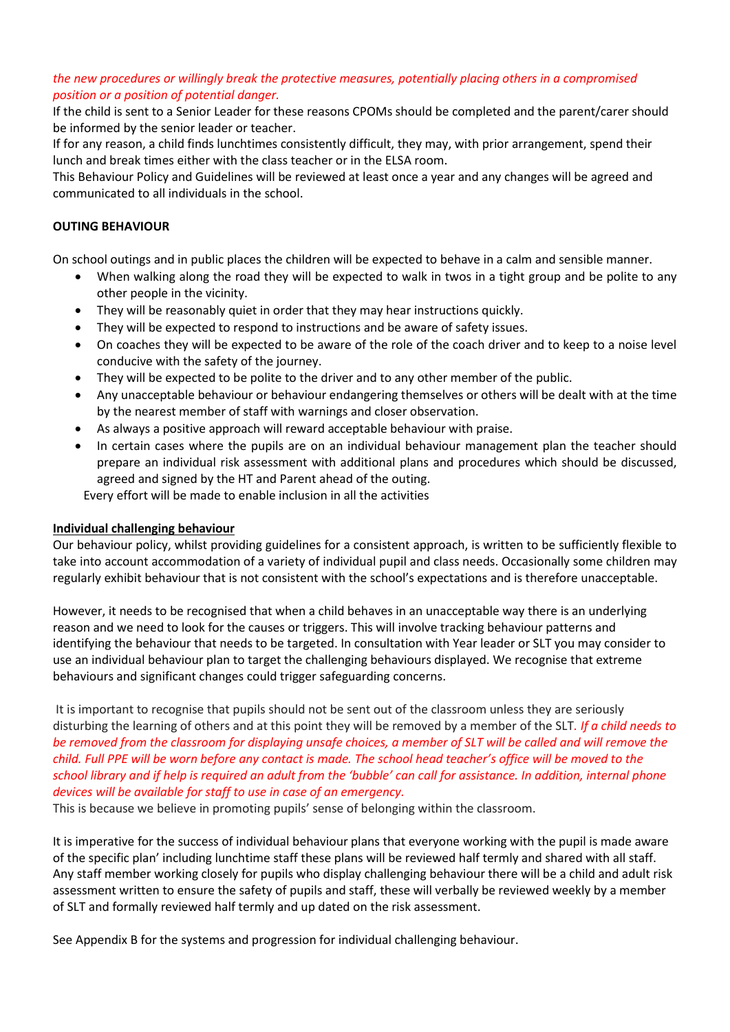*the new procedures or willingly break the protective measures, potentially placing others in a compromised position or a position of potential danger.*

If the child is sent to a Senior Leader for these reasons CPOMs should be completed and the parent/carer should be informed by the senior leader or teacher.

If for any reason, a child finds lunchtimes consistently difficult, they may, with prior arrangement, spend their lunch and break times either with the class teacher or in the ELSA room.

This Behaviour Policy and Guidelines will be reviewed at least once a year and any changes will be agreed and communicated to all individuals in the school.

**OUTING BEHAVIOUR**

On school outings and in public places the children will be expected to behave in a calm and sensible manner.

- When walking along the road they will be expected to walk in twos in a tight group and be polite to any other people in the vicinity.
- They will be reasonably quiet in order that they may hear instructions quickly.
- They will be expected to respond to instructions and be aware of safety issues.
- On coaches they will be expected to be aware of the role of the coach driver and to keep to a noise level conducive with the safety of the journey.
- They will be expected to be polite to the driver and to any other member of the public.
- Any unacceptable behaviour or behaviour endangering themselves or others will be dealt with at the time by the nearest member of staff with warnings and closer observation.
- As always a positive approach will reward acceptable behaviour with praise.
- In certain cases where the pupils are on an individual behaviour management plan the teacher should prepare an individual risk assessment with additional plans and procedures which should be discussed, agreed and signed by the HT and Parent ahead of the outing.

Every effort will be made to enable inclusion in all the activities

**Individual challenging behaviour**

Our behaviour policy, whilst providing guidelines for a consistent approach, is written to be sufficiently flexible to take into account accommodation of a variety of individual pupil and class needs. Occasionally some children may regularly exhibit behaviour that is not consistent with the school's expectations and is therefore unacceptable.

However, it needs to be recognised that when a child behaves in an unacceptable way there is an underlying reason and we need to look for the causes or triggers. This will involve tracking behaviour patterns and identifying the behaviour that needs to be targeted. In consultation with Year leader or SLT you may consider to use an individual behaviour plan to target the challenging behaviours displayed. We recognise that extreme behaviours and significant changes could trigger safeguarding concerns.

It is important to recognise that pupils should not be sent out of the classroom unless they are seriously disturbing the learning of others and at this point they will be removed by a member of the SLT. *If a child needs to be removed from the classroom for displaying unsafe choices, a member of SLT will be called and will remove the child. Full PPE will be worn before any contact is made. The school head teacher's office will be moved to the school library and if help is required an adult from the 'bubble' can call for assistance. In addition, internal phone devices will be available for staff to use in case of an emergency.*

This is because we believe in promoting pupils' sense of belonging within the classroom.

It is imperative for the success of individual behaviour plans that everyone working with the pupil is made aware of the specific plan' including lunchtime staff these plans will be reviewed half termly and shared with all staff. Any staff member working closely for pupils who display challenging behaviour there will be a child and adult risk assessment written to ensure the safety of pupils and staff, these will verbally be reviewed weekly by a member of SLT and formally reviewed half termly and up dated on the risk assessment.

See Appendix B for the systems and progression for individual challenging behaviour.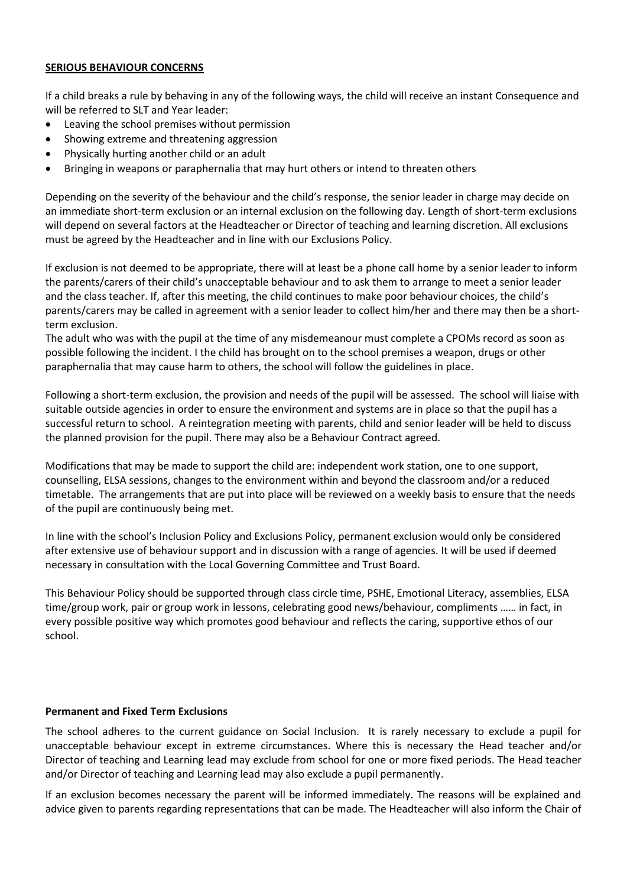## SERIOUS BEHAVIOUR CONCERNS

If a child breaks a rule by behaving in any of the following ways, the child will receive an instant Consequence and will be referred to SLT and Year leader:

- Leaving the school premises without permission
- Showing extreme and threatening aggression
- Physically hurting another child or an adult
- Bringing in weapons or paraphernalia that may hurt others or intend to threaten others

Depending on the severity of the behaviour and the child's response, the senior leader in charge may decide on an immediate short-term exclusion or an internal exclusion on the following day. Length of short-term exclusions will depend on several factors at the Headteacher or Director of teaching and learning discretion. All exclusions must be agreed by the Headteacher and in line with our Exclusions Policy.

If exclusion is not deemed to be appropriate, there will at least be a phone call home by a senior leader to inform the parents/carers of their child's unacceptable behaviour and to ask them to arrange to meet a senior leader and the class teacher. If, after this meeting, the child continues to make poor behaviour choices, the child's parents/carers may be called in agreement with a senior leader to collect him/her and there may then be a short-term exclusion.
The adult who was with the pupil at the time of any misdemeanour must complete a CPOMs record as soon as possible following the incident. I the child has brought on to the school premises a weapon, drugs or other paraphernalia that may cause harm to others, the school will follow the guidelines in place.

Following a short-term exclusion, the provision and needs of the pupil will be assessed. The school will liaise with suitable outside agencies in order to ensure the environment and systems are in place so that the pupil has a successful return to school. A reintegration meeting with parents, child and senior leader will be held to discuss the planned provision for the pupil. There may also be a Behaviour Contract agreed.

Modifications that may be made to support the child are: independent work station, one to one support, counselling, ELSA sessions, changes to the environment within and beyond the classroom and/or a reduced timetable. The arrangements that are put into place will be reviewed on a weekly basis to ensure that the needs of the pupil are continuously being met.

In line with the school's Inclusion Policy and Exclusions Policy, permanent exclusion would only be considered after extensive use of behaviour support and in discussion with a range of agencies. It will be used if deemed necessary in consultation with the Local Governing Committee and Trust Board.

This Behaviour Policy should be supported through class circle time, PSHE, Emotional Literacy, assemblies, ELSA time/group work, pair or group work in lessons, celebrating good news/behaviour, compliments …… in fact, in every possible positive way which promotes good behaviour and reflects the caring, supportive ethos of our school.

**Permanent and Fixed Term Exclusions**

The school adheres to the current guidance on Social Inclusion. It is rarely necessary to exclude a pupil for unacceptable behaviour except in extreme circumstances. Where this is necessary the Head teacher and/or Director of teaching and Learning lead may exclude from school for one or more fixed periods. The Head teacher and/or Director of teaching and Learning lead may also exclude a pupil permanently.

If an exclusion becomes necessary the parent will be informed immediately. The reasons will be explained and advice given to parents regarding representations that can be made. The Headteacher will also inform the Chair of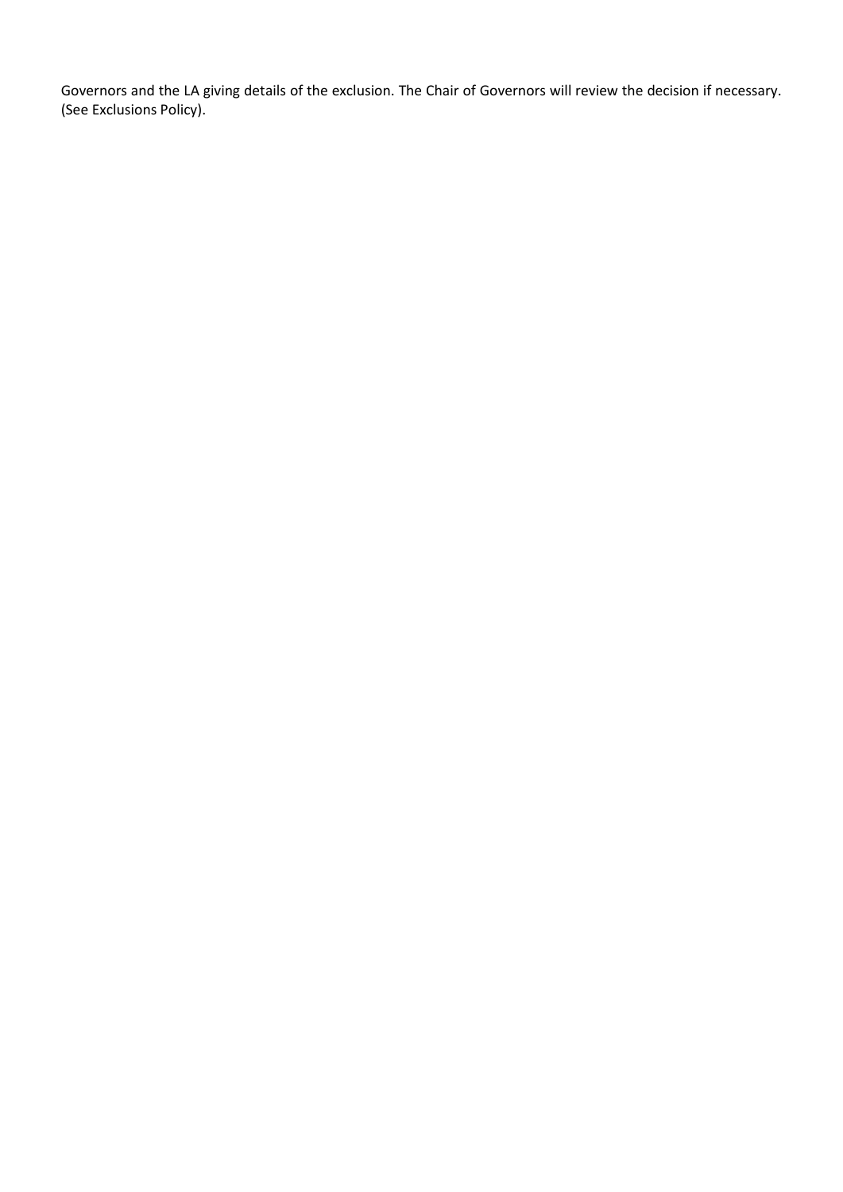Governors and the LA giving details of the exclusion. The Chair of Governors will review the decision if necessary. (See Exclusions Policy).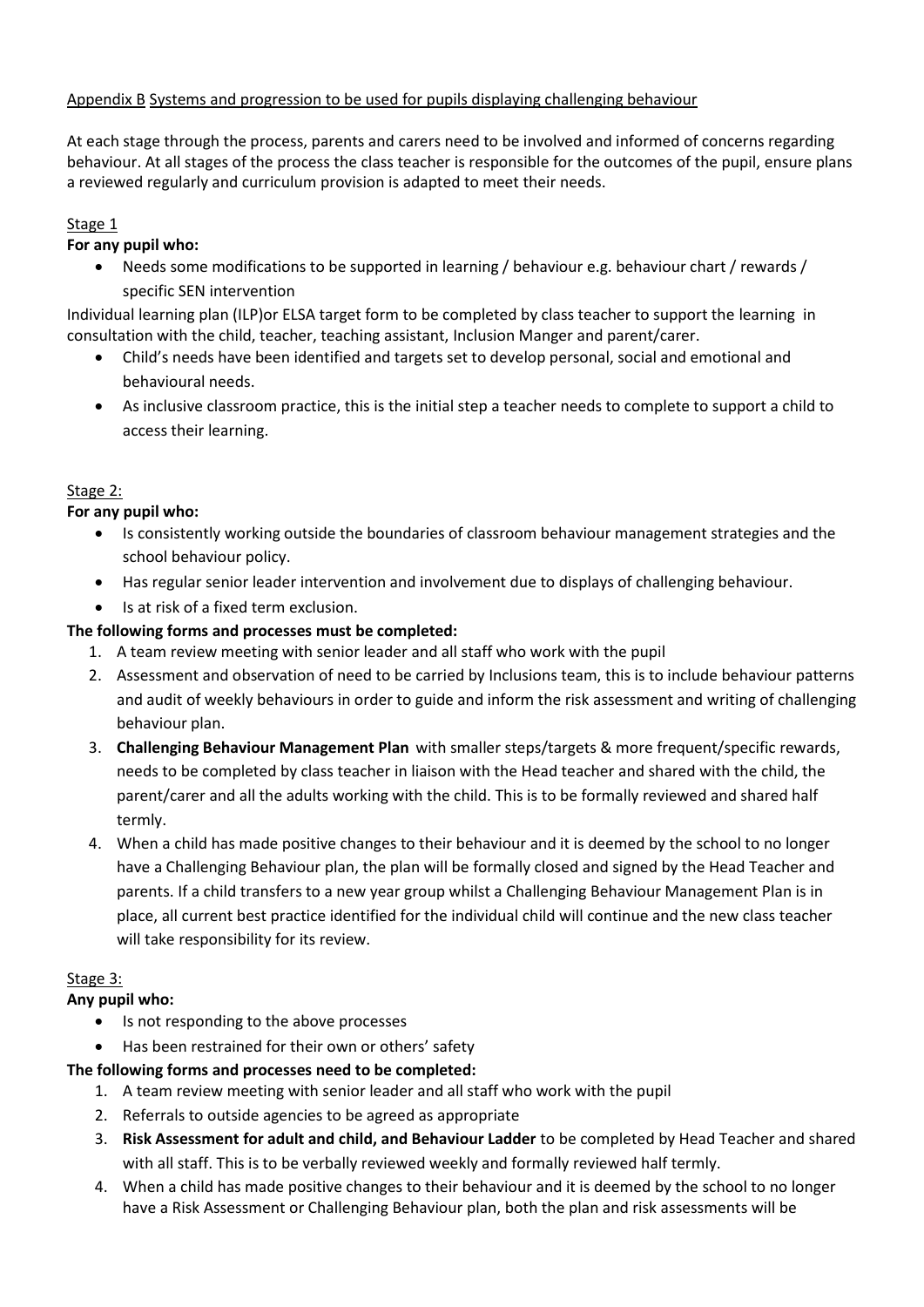Appendix B Systems and progression to be used for pupils displaying challenging behaviour

At each stage through the process, parents and carers need to be involved and informed of concerns regarding behaviour. At all stages of the process the class teacher is responsible for the outcomes of the pupil, ensure plans a reviewed regularly and curriculum provision is adapted to meet their needs.

Stage 1

**For any pupil who:**

- Needs some modifications to be supported in learning / behaviour e.g. behaviour chart / rewards / specific SEN intervention

Individual learning plan (ILP)or ELSA target form to be completed by class teacher to support the learning in consultation with the child, teacher, teaching assistant, Inclusion Manger and parent/carer.

- Child's needs have been identified and targets set to develop personal, social and emotional and behavioural needs.
- As inclusive classroom practice, this is the initial step a teacher needs to complete to support a child to access their learning.

Stage 2:

**For any pupil who:**

- Is consistently working outside the boundaries of classroom behaviour management strategies and the school behaviour policy.
- Has regular senior leader intervention and involvement due to displays of challenging behaviour.
- Is at risk of a fixed term exclusion.

**The following forms and processes must be completed:**

1. A team review meeting with senior leader and all staff who work with the pupil
2. Assessment and observation of need to be carried by Inclusions team, this is to include behaviour patterns and audit of weekly behaviours in order to guide and inform the risk assessment and writing of challenging behaviour plan.
3. **Challenging Behaviour Management Plan** with smaller steps/targets & more frequent/specific rewards, needs to be completed by class teacher in liaison with the Head teacher and shared with the child, the parent/carer and all the adults working with the child. This is to be formally reviewed and shared half termly.
4. When a child has made positive changes to their behaviour and it is deemed by the school to no longer have a Challenging Behaviour plan, the plan will be formally closed and signed by the Head Teacher and parents. If a child transfers to a new year group whilst a Challenging Behaviour Management Plan is in place, all current best practice identified for the individual child will continue and the new class teacher will take responsibility for its review.

Stage 3:

**Any pupil who:**

- Is not responding to the above processes
- Has been restrained for their own or others' safety

**The following forms and processes need to be completed:**

1. A team review meeting with senior leader and all staff who work with the pupil
2. Referrals to outside agencies to be agreed as appropriate
3. **Risk Assessment for adult and child, and Behaviour Ladder** to be completed by Head Teacher and shared with all staff. This is to be verbally reviewed weekly and formally reviewed half termly.
4. When a child has made positive changes to their behaviour and it is deemed by the school to no longer have a Risk Assessment or Challenging Behaviour plan, both the plan and risk assessments will be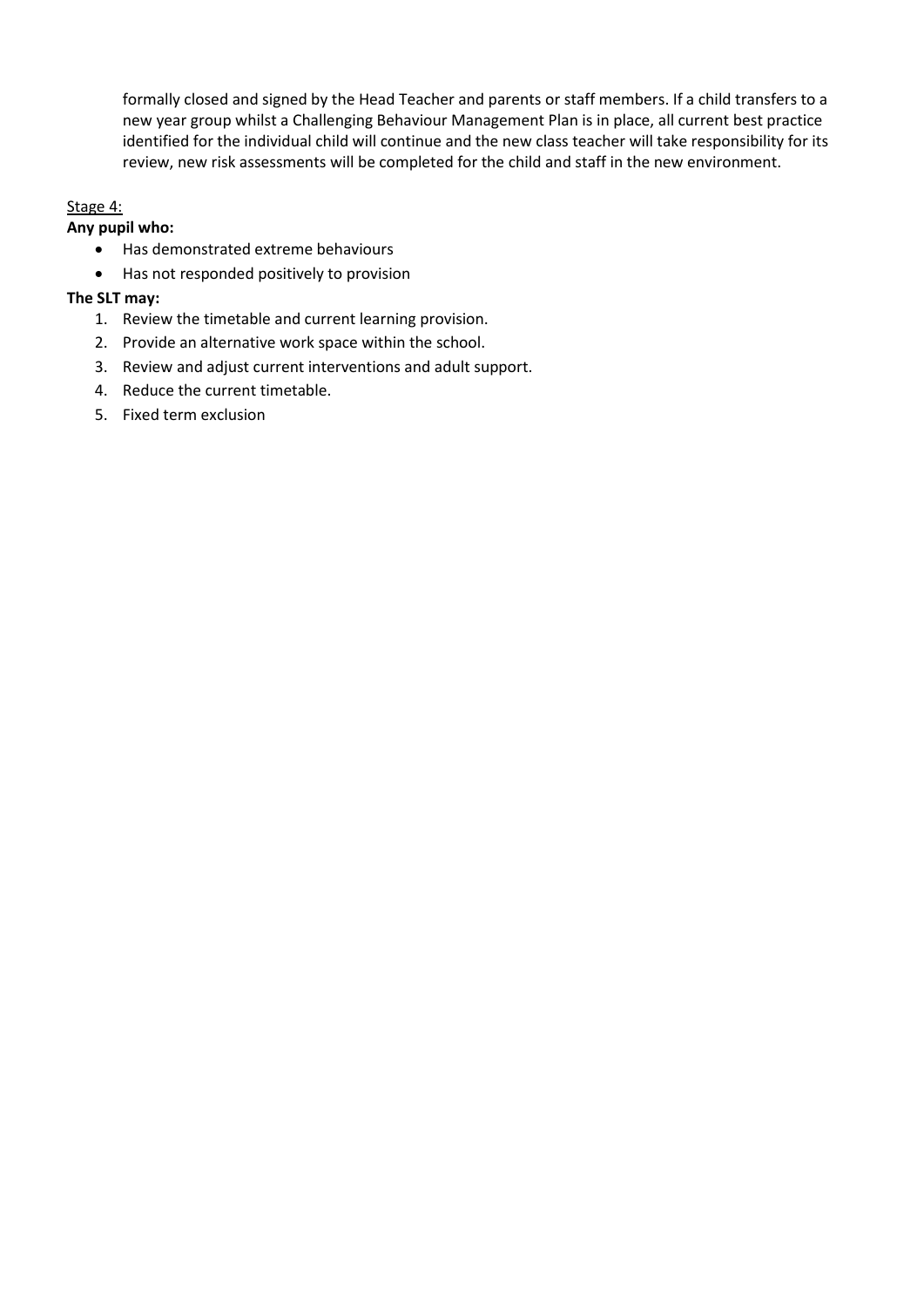formally closed and signed by the Head Teacher and parents or staff members. If a child transfers to a new year group whilst a Challenging Behaviour Management Plan is in place, all current best practice identified for the individual child will continue and the new class teacher will take responsibility for its review, new risk assessments will be completed for the child and staff in the new environment.

Stage 4:

**Any pupil who:**

- Has demonstrated extreme behaviours
- Has not responded positively to provision

**The SLT may:**

1. Review the timetable and current learning provision.
2. Provide an alternative work space within the school.
3. Review and adjust current interventions and adult support.
4. Reduce the current timetable.
5. Fixed term exclusion